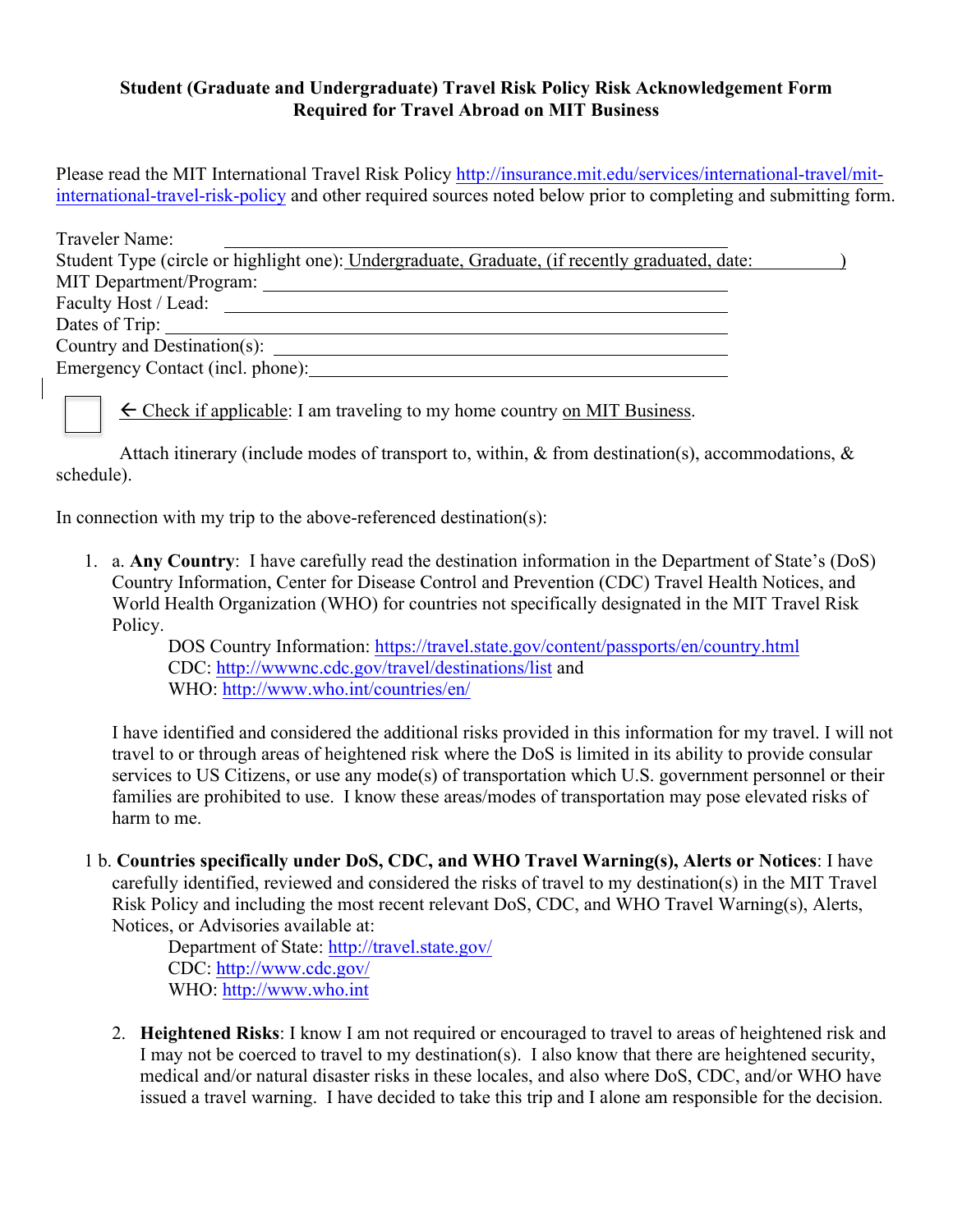**Student (Graduate and Undergraduate) Travel Risk Policy Risk Acknowledgement Form**
**Required for Travel Abroad on MIT Business**

Please read the MIT International Travel Risk Policy http://insurance.mit.edu/services/international-travel/mit-international-travel-risk-policy and other required sources noted below prior to completing and submitting form.

Traveler Name: ______________________________________________

Student Type (circle or highlight one): Undergraduate, Graduate, (if recently graduated, date: __________)

MIT Department/Program: ______________________________________

Faculty Host / Lead: __________________________________________

Dates of Trip: _______________________________________________

Country and Destination(s): ____________________________________

Emergency Contact (incl. phone): ________________________________

☐ ← Check if applicable: I am traveling to my home country on MIT Business.

Attach itinerary (include modes of transport to, within, & from destination(s), accommodations, & schedule).

In connection with my trip to the above-referenced destination(s):

1. a. **Any Country**: I have carefully read the destination information in the Department of State's (DoS) Country Information, Center for Disease Control and Prevention (CDC) Travel Health Notices, and World Health Organization (WHO) for countries not specifically designated in the MIT Travel Risk Policy.

   DOS Country Information: https://travel.state.gov/content/passports/en/country.html
   CDC: http://wwwnc.cdc.gov/travel/destinations/list and
   WHO: http://www.who.int/countries/en/

   I have identified and considered the additional risks provided in this information for my travel. I will not travel to or through areas of heightened risk where the DoS is limited in its ability to provide consular services to US Citizens, or use any mode(s) of transportation which U.S. government personnel or their families are prohibited to use. I know these areas/modes of transportation may pose elevated risks of harm to me.

1 b. **Countries specifically under DoS, CDC, and WHO Travel Warning(s), Alerts or Notices**: I have carefully identified, reviewed and considered the risks of travel to my destination(s) in the MIT Travel Risk Policy and including the most recent relevant DoS, CDC, and WHO Travel Warning(s), Alerts, Notices, or Advisories available at:

   Department of State: http://travel.state.gov/
   CDC: http://www.cdc.gov/
   WHO: http://www.who.int

2. **Heightened Risks**: I know I am not required or encouraged to travel to areas of heightened risk and I may not be coerced to travel to my destination(s). I also know that there are heightened security, medical and/or natural disaster risks in these locales, and also where DoS, CDC, and/or WHO have issued a travel warning. I have decided to take this trip and I alone am responsible for the decision.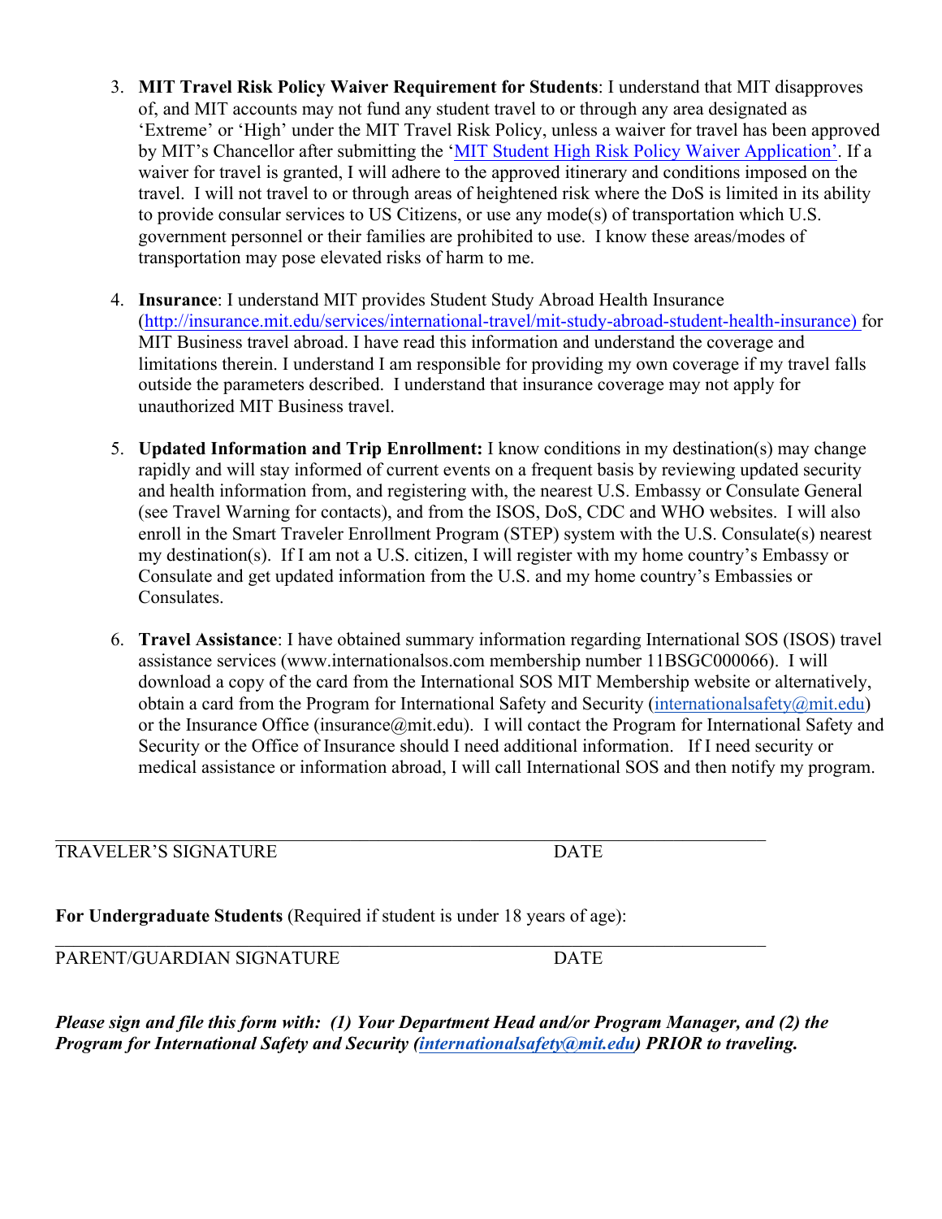3. **MIT Travel Risk Policy Waiver Requirement for Students**: I understand that MIT disapproves of, and MIT accounts may not fund any student travel to or through any area designated as 'Extreme' or 'High' under the MIT Travel Risk Policy, unless a waiver for travel has been approved by MIT's Chancellor after submitting the 'MIT Student High Risk Policy Waiver Application'. If a waiver for travel is granted, I will adhere to the approved itinerary and conditions imposed on the travel. I will not travel to or through areas of heightened risk where the DoS is limited in its ability to provide consular services to US Citizens, or use any mode(s) of transportation which U.S. government personnel or their families are prohibited to use. I know these areas/modes of transportation may pose elevated risks of harm to me.

4. **Insurance**: I understand MIT provides Student Study Abroad Health Insurance (http://insurance.mit.edu/services/international-travel/mit-study-abroad-student-health-insurance) for MIT Business travel abroad. I have read this information and understand the coverage and limitations therein. I understand I am responsible for providing my own coverage if my travel falls outside the parameters described. I understand that insurance coverage may not apply for unauthorized MIT Business travel.

5. **Updated Information and Trip Enrollment:** I know conditions in my destination(s) may change rapidly and will stay informed of current events on a frequent basis by reviewing updated security and health information from, and registering with, the nearest U.S. Embassy or Consulate General (see Travel Warning for contacts), and from the ISOS, DoS, CDC and WHO websites. I will also enroll in the Smart Traveler Enrollment Program (STEP) system with the U.S. Consulate(s) nearest my destination(s). If I am not a U.S. citizen, I will register with my home country's Embassy or Consulate and get updated information from the U.S. and my home country's Embassies or Consulates.

6. **Travel Assistance**: I have obtained summary information regarding International SOS (ISOS) travel assistance services (www.internationalsos.com membership number 11BSGC000066). I will download a copy of the card from the International SOS MIT Membership website or alternatively, obtain a card from the Program for International Safety and Security (internationalsafety@mit.edu) or the Insurance Office (insurance@mit.edu). I will contact the Program for International Safety and Security or the Office of Insurance should I need additional information. If I need security or medical assistance or information abroad, I will call International SOS and then notify my program.

\_\_\_\_\_\_\_\_\_\_\_\_\_\_\_\_\_\_\_\_\_\_\_\_\_\_\_\_\_\_\_\_\_\_\_\_\_\_\_\_\_\_\_\_\_\_\_\_\_\_\_\_\_\_\_\_\_\_\_\_\_\_\_\_\_\_\_\_

TRAVELER'S SIGNATURE DATE

**For Undergraduate Students** (Required if student is under 18 years of age):

\_\_\_\_\_\_\_\_\_\_\_\_\_\_\_\_\_\_\_\_\_\_\_\_\_\_\_\_\_\_\_\_\_\_\_\_\_\_\_\_\_\_\_\_\_\_\_\_\_\_\_\_\_\_\_\_\_\_\_\_\_\_\_\_\_\_\_\_

PARENT/GUARDIAN SIGNATURE DATE

***Please sign and file this form with: (1) Your Department Head and/or Program Manager, and (2) the Program for International Safety and Security (internationalsafety@mit.edu) PRIOR to traveling.***